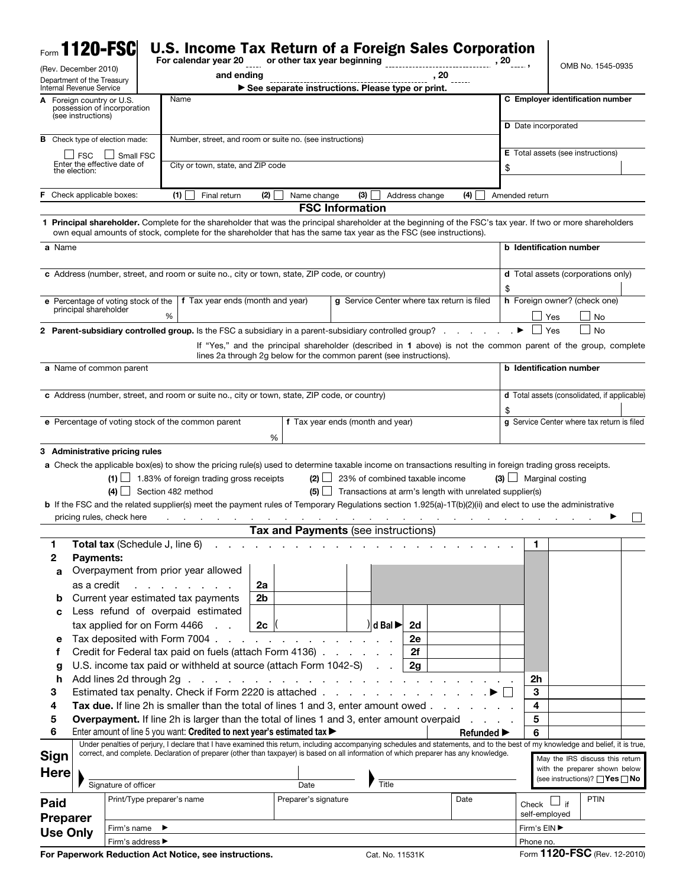# Form 1120-FSC

**U.S. Income Tax Return of a Foreign Sales Corporation**

(Rev. December 2010)
Department of the Treasury
Internal Revenue Service

For calendar year 20 ____ or other tax year beginning ________________, 20 ____, and ending ________________, 20 ____

▶ See separate instructions. Please type or print.

OMB No. 1545-0935

| | | |
|---|---|---|
| **A** Foreign country or U.S. possession of incorporation (see instructions) | Name | **C** Employer identification number |
| | | **D** Date incorporated |
| **B** Check type of election made: ☐ FSC ☐ Small FSC. Enter the effective date of the election: | Number, street, and room or suite no. (see instructions) | **E** Total assets (see instructions) |
| | City or town, state, and ZIP code | $ |

**F** Check applicable boxes: (1) ☐ Final return (2) ☐ Name change (3) ☐ Address change (4) ☐ Amended return

## FSC Information

**1 Principal shareholder.** Complete for the shareholder that was the principal shareholder at the beginning of the FSC's tax year. If two or more shareholders own equal amounts of stock, complete for the shareholder that has the same tax year as the FSC (see instructions).

| | | | |
|---|---|---|---|
| **a** Name | | | **b** Identification number |
| **c** Address (number, street, and room or suite no., city or town, state, ZIP code, or country) | | | **d** Total assets (corporations only) $ |
| **e** Percentage of voting stock of the principal shareholder % | **f** Tax year ends (month and year) | **g** Service Center where tax return is filed | **h** Foreign owner? (check one) ☐ Yes ☐ No |

**2 Parent-subsidiary controlled group.** Is the FSC a subsidiary in a parent-subsidiary controlled group? ▶ ☐ Yes ☐ No

If "Yes," and the principal shareholder (described in **1** above) is not the common parent of the group, complete lines 2a through 2g below for the common parent (see instructions).

| | | |
|---|---|---|
| **a** Name of common parent | | **b** Identification number |
| **c** Address (number, street, and room or suite no., city or town, state, ZIP code, or country) | | **d** Total assets (consolidated, if applicable) $ |
| **e** Percentage of voting stock of the common parent % | **f** Tax year ends (month and year) | **g** Service Center where tax return is filed |

**3 Administrative pricing rules**

**a** Check the applicable box(es) to show the pricing rule(s) used to determine taxable income on transactions resulting in foreign trading gross receipts.

(1) ☐ 1.83% of foreign trading gross receipts (2) ☐ 23% of combined taxable income (3) ☐ Marginal costing
(4) ☐ Section 482 method (5) ☐ Transactions at arm's length with unrelated supplier(s)

**b** If the FSC and the related supplier(s) meet the payment rules of Temporary Regulations section 1.925(a)-1T(b)(2)(ii) and elect to use the administrative pricing rules, check here ▶ ☐

## Tax and Payments (see instructions)

| Line | Description | | | |
|---|---|---|---|---|
| 1 | **Total tax** (Schedule J, line 6) | | 1 | |
| 2 | **Payments:** | | | |
| a | Overpayment from prior year allowed as a credit | 2a | | |
| b | Current year estimated tax payments | 2b | | |
| c | Less refund of overpaid estimated tax applied for on Form 4466 | 2c ( ) | | |
| d | Bal ▶ | 2d | | |
| e | Tax deposited with Form 7004 | 2e | | |
| f | Credit for Federal tax paid on fuels (attach Form 4136) | 2f | | |
| g | U.S. income tax paid or withheld at source (attach Form 1042-S) | 2g | | |
| h | Add lines 2d through 2g | | 2h | |
| 3 | Estimated tax penalty. Check if Form 2220 is attached ▶ ☐ | | 3 | |
| 4 | **Tax due.** If line 2h is smaller than the total of lines 1 and 3, enter amount owed | | 4 | |
| 5 | **Overpayment.** If line 2h is larger than the total of lines 1 and 3, enter amount overpaid | | 5 | |
| 6 | Enter amount of line 5 you want: **Credited to next year's estimated tax ▶** | **Refunded ▶** | 6 | |

**Sign Here**

Under penalties of perjury, I declare that I have examined this return, including accompanying schedules and statements, and to the best of my knowledge and belief, it is true, correct, and complete. Declaration of preparer (other than taxpayer) is based on all information of which preparer has any knowledge.

Signature of officer | Date | Title

May the IRS discuss this return with the preparer shown below (see instructions)? ☐ Yes ☐ No

**Paid Preparer Use Only**

| | | | | |
|---|---|---|---|---|
| Print/Type preparer's name | Preparer's signature | Date | Check ☐ if self-employed | PTIN |
| Firm's name ▶ | | | Firm's EIN ▶ | |
| Firm's address ▶ | | | Phone no. | |

For Paperwork Reduction Act Notice, see instructions. Cat. No. 11531K Form **1120-FSC** (Rev. 12-2010)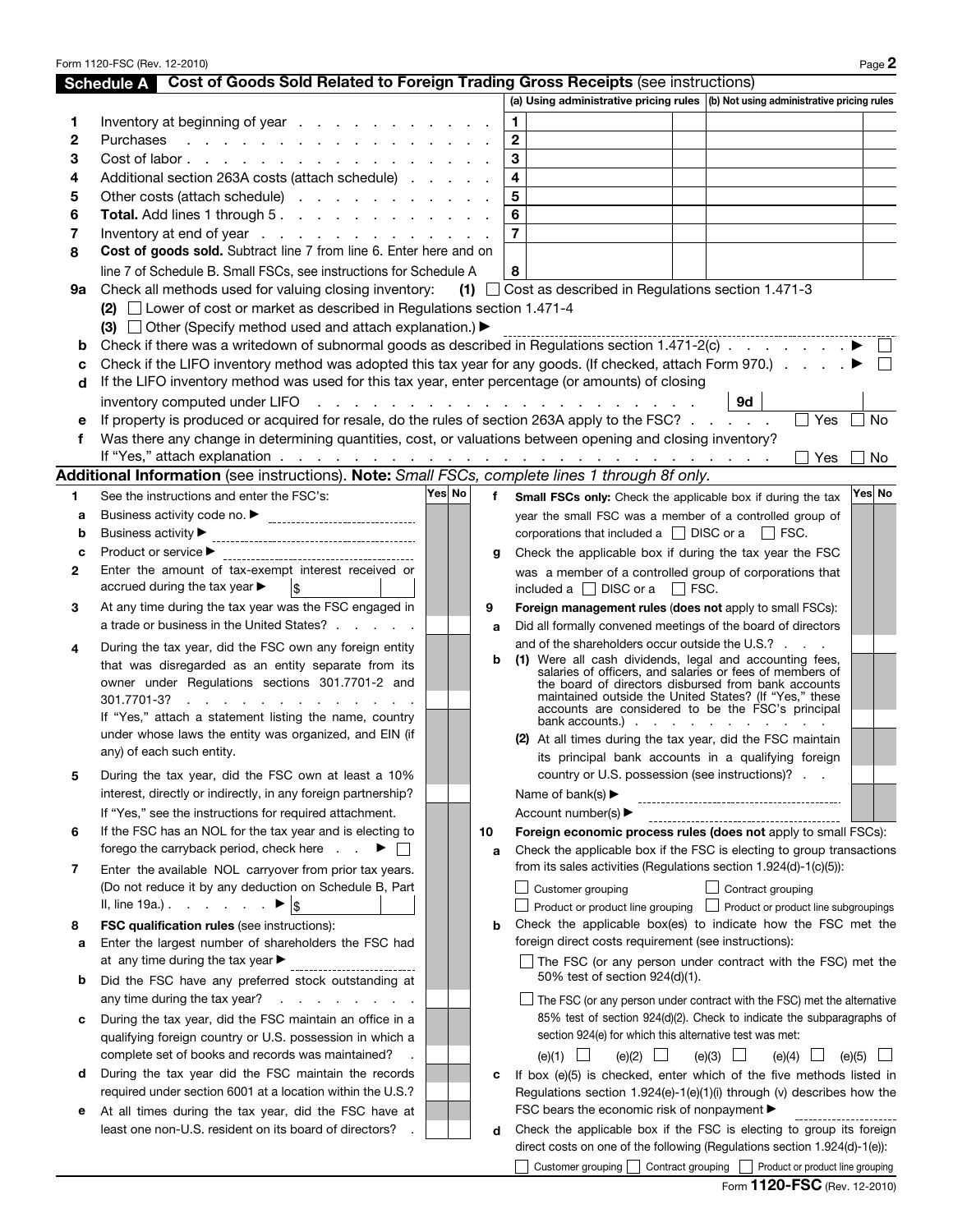## Schedule A Cost of Goods Sold Related to Foreign Trading Gross Receipts (see instructions)

| | | | (a) Using administrative pricing rules | (b) Not using administrative pricing rules |
|---|---|---|---|---|
| 1 | Inventory at beginning of year | 1 | | |
| 2 | Purchases | 2 | | |
| 3 | Cost of labor | 3 | | |
| 4 | Additional section 263A costs (attach schedule) | 4 | | |
| 5 | Other costs (attach schedule) | 5 | | |
| 6 | **Total.** Add lines 1 through 5 | 6 | | |
| 7 | Inventory at end of year | 7 | | |
| 8 | **Cost of goods sold.** Subtract line 7 from line 6. Enter here and on line 7 of Schedule B. Small FSCs, see instructions for Schedule A | 8 | | |

**9a** Check all methods used for valuing closing inventory: **(1)** ☐ Cost as described in Regulations section 1.471-3

**(2)** ☐ Lower of cost or market as described in Regulations section 1.471-4

**(3)** ☐ Other (Specify method used and attach explanation.) ▶

**b** Check if there was a writedown of subnormal goods as described in Regulations section 1.471-2(c) ▶ ☐

**c** Check if the LIFO inventory method was adopted this tax year for any goods. (If checked, attach Form 970.) ▶ ☐

**d** If the LIFO inventory method was used for this tax year, enter percentage (or amounts) of closing inventory computed under LIFO **9d**

**e** If property is produced or acquired for resale, do the rules of section 263A apply to the FSC? ☐ Yes ☐ No

**f** Was there any change in determining quantities, cost, or valuations between opening and closing inventory? If "Yes," attach explanation ☐ Yes ☐ No

## Additional Information (see instructions). **Note:** *Small FSCs, complete lines 1 through 8f only.*

| | | Yes | No |
|---|---|---|---|
| **1** | See the instructions and enter the FSC's: | | |
| **a** | Business activity code no. ▶ | | |
| **b** | Business activity ▶ | | |
| **c** | Product or service ▶ | | |
| **2** | Enter the amount of tax-exempt interest received or accrued during the tax year ▶ $ | | |
| **3** | At any time during the tax year was the FSC engaged in a trade or business in the United States? | | |
| **4** | During the tax year, did the FSC own any foreign entity that was disregarded as an entity separate from its owner under Regulations sections 301.7701-2 and 301.7701-3? If "Yes," attach a statement listing the name, country under whose laws the entity was organized, and EIN (if any) of each such entity. | | |
| **5** | During the tax year, did the FSC own at least a 10% interest, directly or indirectly, in any foreign partnership? If "Yes," see the instructions for required attachment. | | |
| **6** | If the FSC has an NOL for the tax year and is electing to forego the carryback period, check here ▶ ☐ | | |
| **7** | Enter the available NOL carryover from prior tax years. (Do not reduce it by any deduction on Schedule B, Part II, line 19a.) ▶ $ | | |
| **8** | **FSC qualification rules** (see instructions): | | |
| **a** | Enter the largest number of shareholders the FSC had at any time during the tax year ▶ | | |
| **b** | Did the FSC have any preferred stock outstanding at any time during the tax year? | | |
| **c** | During the tax year, did the FSC maintain an office in a qualifying foreign country or U.S. possession in which a complete set of books and records was maintained? | | |
| **d** | During the tax year did the FSC maintain the records required under section 6001 at a location within the U.S.? | | |
| **e** | At all times during the tax year, did the FSC have at least one non-U.S. resident on its board of directors? | | |
| **f** | **Small FSCs only:** Check the applicable box if during the tax year the small FSC was a member of a controlled group of corporations that included a ☐ DISC or a ☐ FSC. | | |
| **g** | Check the applicable box if during the tax year the FSC was a member of a controlled group of corporations that included a ☐ DISC or a ☐ FSC. | | |
| **9** | **Foreign management rules** (**does not** apply to small FSCs): | | |
| **a** | Did all formally convened meetings of the board of directors and of the shareholders occur outside the U.S.? | | |
| **b** | **(1)** Were all cash dividends, legal and accounting fees, salaries of officers, and salaries or fees of members of the board of directors disbursed from bank accounts maintained outside the United States? (If "Yes," these accounts are considered to be the FSC's principal bank accounts.) | | |
| | **(2)** At all times during the tax year, did the FSC maintain its principal bank accounts in a qualifying foreign country or U.S. possession (see instructions)? | | |
| | Name of bank(s) ▶ | | |
| | Account number(s) ▶ | | |

**10 Foreign economic process rules** (**does not** apply to small FSCs):

**a** Check the applicable box if the FSC is electing to group transactions from its sales activities (Regulations section 1.924(d)-1(c)(5)):

☐ Customer grouping ☐ Contract grouping

☐ Product or product line grouping ☐ Product or product line subgroupings

**b** Check the applicable box(es) to indicate how the FSC met the foreign direct costs requirement (see instructions):

☐ The FSC (or any person under contract with the FSC) met the 50% test of section 924(d)(1).

☐ The FSC (or any person under contract with the FSC) met the alternative 85% test of section 924(d)(2). Check to indicate the subparagraphs of section 924(e) for which this alternative test was met:

(e)(1) ☐ (e)(2) ☐ (e)(3) ☐ (e)(4) ☐ (e)(5) ☐

**c** If box (e)(5) is checked, enter which of the five methods listed in Regulations section 1.924(e)-1(e)(1)(i) through (v) describes how the FSC bears the economic risk of nonpayment ▶

**d** Check the applicable box if the FSC is electing to group its foreign direct costs on one of the following (Regulations section 1.924(d)-1(e)):

☐ Customer grouping ☐ Contract grouping ☐ Product or product line grouping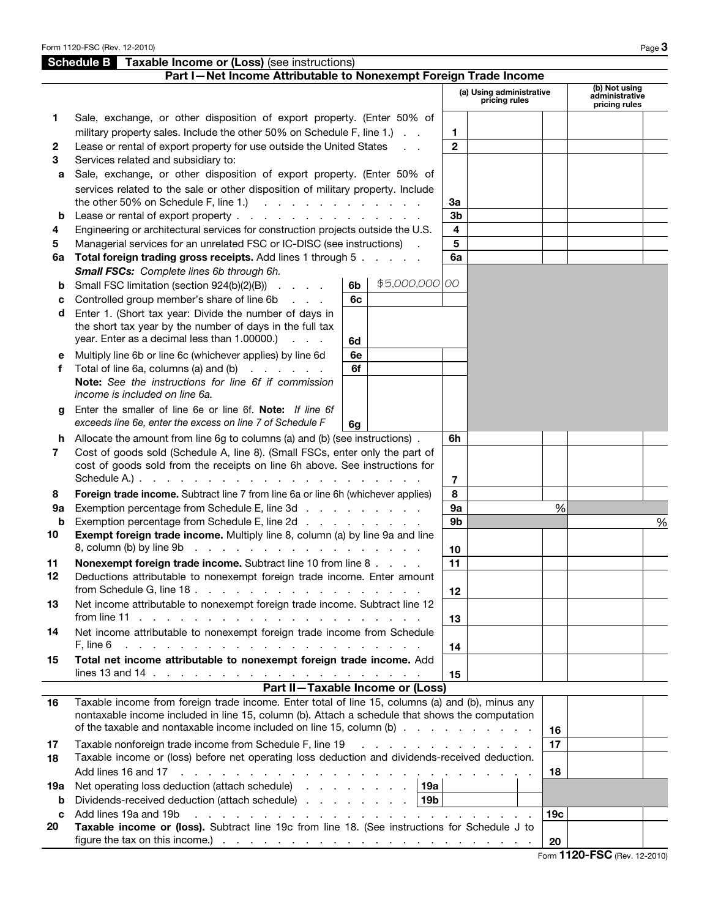## Schedule B Taxable Income or (Loss) (see instructions)

### Part I—Net Income Attributable to Nonexempt Foreign Trade Income

| | | | (a) Using administrative pricing rules | (b) Not using administrative pricing rules |
|---|---|---|---|---|
| 1 | Sale, exchange, or other disposition of export property. (Enter 50% of military property sales. Include the other 50% on Schedule F, line 1.) | 1 | | |
| 2 | Lease or rental of export property for use outside the United States | 2 | | |
| 3 | Services related and subsidiary to: | | | |
| a | Sale, exchange, or other disposition of export property. (Enter 50% of services related to the sale or other disposition of military property. Include the other 50% on Schedule F, line 1.) | 3a | | |
| b | Lease or rental of export property | 3b | | |
| 4 | Engineering or architectural services for construction projects outside the U.S. | 4 | | |
| 5 | Managerial services for an unrelated FSC or IC-DISC (see instructions) | 5 | | |
| 6a | **Total foreign trading gross receipts.** Add lines 1 through 5 | 6a | | |
| | ***Small FSCs:*** *Complete lines 6b through 6h.* | | | |
| b | Small FSC limitation (section 924(b)(2)(B)) — 6b: $5,000,000.00 | | | |
| c | Controlled group member's share of line 6b — 6c | | | |
| d | Enter 1. (Short tax year: Divide the number of days in the short tax year by the number of days in the full tax year. Enter as a decimal less than 1.00000.) — 6d | | | |
| e | Multiply line 6b or line 6c (whichever applies) by line 6d — 6e | | | |
| f | Total of line 6a, columns (a) and (b) — 6f<br>**Note:** *See the instructions for line 6f if commission income is included on line 6a.* | | | |
| g | Enter the smaller of line 6e or line 6f. **Note:** *If line 6f exceeds line 6e, enter the excess on line 7 of Schedule F* — 6g | | | |
| h | Allocate the amount from line 6g to columns (a) and (b) (see instructions) | 6h | | |
| 7 | Cost of goods sold (Schedule A, line 8). (Small FSCs, enter only the part of cost of goods sold from the receipts on line 6h above. See instructions for Schedule A.) | 7 | | |
| 8 | **Foreign trade income.** Subtract line 7 from line 6a or line 6h (whichever applies) | 8 | | |
| 9a | Exemption percentage from Schedule E, line 3d | 9a | % | |
| b | Exemption percentage from Schedule E, line 2d | 9b | | % |
| 10 | **Exempt foreign trade income.** Multiply line 8, column (a) by line 9a and line 8, column (b) by line 9b | 10 | | |
| 11 | **Nonexempt foreign trade income.** Subtract line 10 from line 8 | 11 | | |
| 12 | Deductions attributable to nonexempt foreign trade income. Enter amount from Schedule G, line 18 | 12 | | |
| 13 | Net income attributable to nonexempt foreign trade income. Subtract line 12 from line 11 | 13 | | |
| 14 | Net income attributable to nonexempt foreign trade income from Schedule F, line 6 | 14 | | |
| 15 | **Total net income attributable to nonexempt foreign trade income.** Add lines 13 and 14 | 15 | | |

### Part II—Taxable Income or (Loss)

| | | | |
|---|---|---|---|
| 16 | Taxable income from foreign trade income. Enter total of line 15, columns (a) and (b), minus any nontaxable income included in line 15, column (b). Attach a schedule that shows the computation of the taxable and nontaxable income included on line 15, column (b) | 16 | |
| 17 | Taxable nonforeign trade income from Schedule F, line 19 | 17 | |
| 18 | Taxable income or (loss) before net operating loss deduction and dividends-received deduction. Add lines 16 and 17 | 18 | |
| 19a | Net operating loss deduction (attach schedule) — 19a | | |
| b | Dividends-received deduction (attach schedule) — 19b | | |
| c | Add lines 19a and 19b | 19c | |
| 20 | **Taxable income or (loss).** Subtract line 19c from line 18. (See instructions for Schedule J to figure the tax on this income.) | 20 | |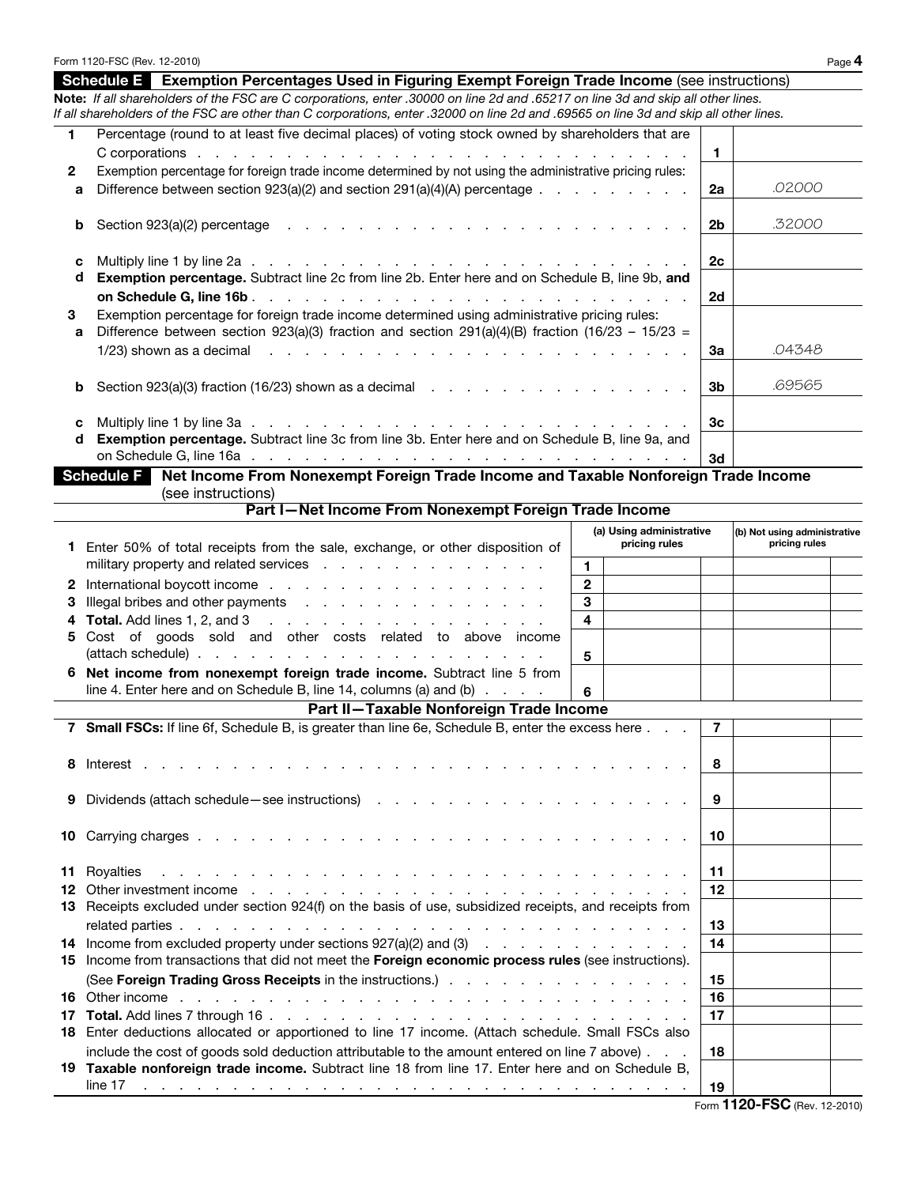## Schedule E Exemption Percentages Used in Figuring Exempt Foreign Trade Income (see instructions)

**Note:** *If all shareholders of the FSC are C corporations, enter .30000 on line 2d and .65217 on line 3d and skip all other lines. If all shareholders of the FSC are other than C corporations, enter .32000 on line 2d and .69565 on line 3d and skip all other lines.*

| | | | |
|---|---|---|---|
| **1** | Percentage (round to at least five decimal places) of voting stock owned by shareholders that are C corporations | **1** | |
| **2** | Exemption percentage for foreign trade income determined by not using the administrative pricing rules: | | |
| **a** | Difference between section 923(a)(2) and section 291(a)(4)(A) percentage | **2a** | .02000 |
| **b** | Section 923(a)(2) percentage | **2b** | .32000 |
| **c** | Multiply line 1 by line 2a | **2c** | |
| **d** | **Exemption percentage.** Subtract line 2c from line 2b. Enter here and on Schedule B, line 9b, **and on Schedule G, line 16b** | **2d** | |
| **3** | Exemption percentage for foreign trade income determined using administrative pricing rules: | | |
| **a** | Difference between section 923(a)(3) fraction and section 291(a)(4)(B) fraction (16/23 – 15/23 = 1/23) shown as a decimal | **3a** | .04348 |
| **b** | Section 923(a)(3) fraction (16/23) shown as a decimal | **3b** | .69565 |
| **c** | Multiply line 1 by line 3a | **3c** | |
| **d** | **Exemption percentage.** Subtract line 3c from line 3b. Enter here and on Schedule B, line 9a, and on Schedule G, line 16a | **3d** | |

## Schedule F Net Income From Nonexempt Foreign Trade Income and Taxable Nonforeign Trade Income (see instructions)

### Part I—Net Income From Nonexempt Foreign Trade Income

| | | | (a) Using administrative pricing rules | (b) Not using administrative pricing rules |
|---|---|---|---|---|
| **1** | Enter 50% of total receipts from the sale, exchange, or other disposition of military property and related services | **1** | | |
| **2** | International boycott income | **2** | | |
| **3** | Illegal bribes and other payments | **3** | | |
| **4** | **Total.** Add lines 1, 2, and 3 | **4** | | |
| **5** | Cost of goods sold and other costs related to above income (attach schedule) | **5** | | |
| **6** | **Net income from nonexempt foreign trade income.** Subtract line 5 from line 4. Enter here and on Schedule B, line 14, columns (a) and (b) | **6** | | |

### Part II—Taxable Nonforeign Trade Income

| | | | |
|---|---|---|---|
| **7** | **Small FSCs:** If line 6f, Schedule B, is greater than line 6e, Schedule B, enter the excess here | **7** | |
| **8** | Interest | **8** | |
| **9** | Dividends (attach schedule—see instructions) | **9** | |
| **10** | Carrying charges | **10** | |
| **11** | Royalties | **11** | |
| **12** | Other investment income | **12** | |
| **13** | Receipts excluded under section 924(f) on the basis of use, subsidized receipts, and receipts from related parties | **13** | |
| **14** | Income from excluded property under sections 927(a)(2) and (3) | **14** | |
| **15** | Income from transactions that did not meet the **Foreign economic process rules** (see instructions). (See **Foreign Trading Gross Receipts** in the instructions.) | **15** | |
| **16** | Other income | **16** | |
| **17** | **Total.** Add lines 7 through 16 | **17** | |
| **18** | Enter deductions allocated or apportioned to line 17 income. (Attach schedule. Small FSCs also include the cost of goods sold deduction attributable to the amount entered on line 7 above) | **18** | |
| **19** | **Taxable nonforeign trade income.** Subtract line 18 from line 17. Enter here and on Schedule B, line 17 | **19** | |

Form **1120-FSC** (Rev. 12-2010)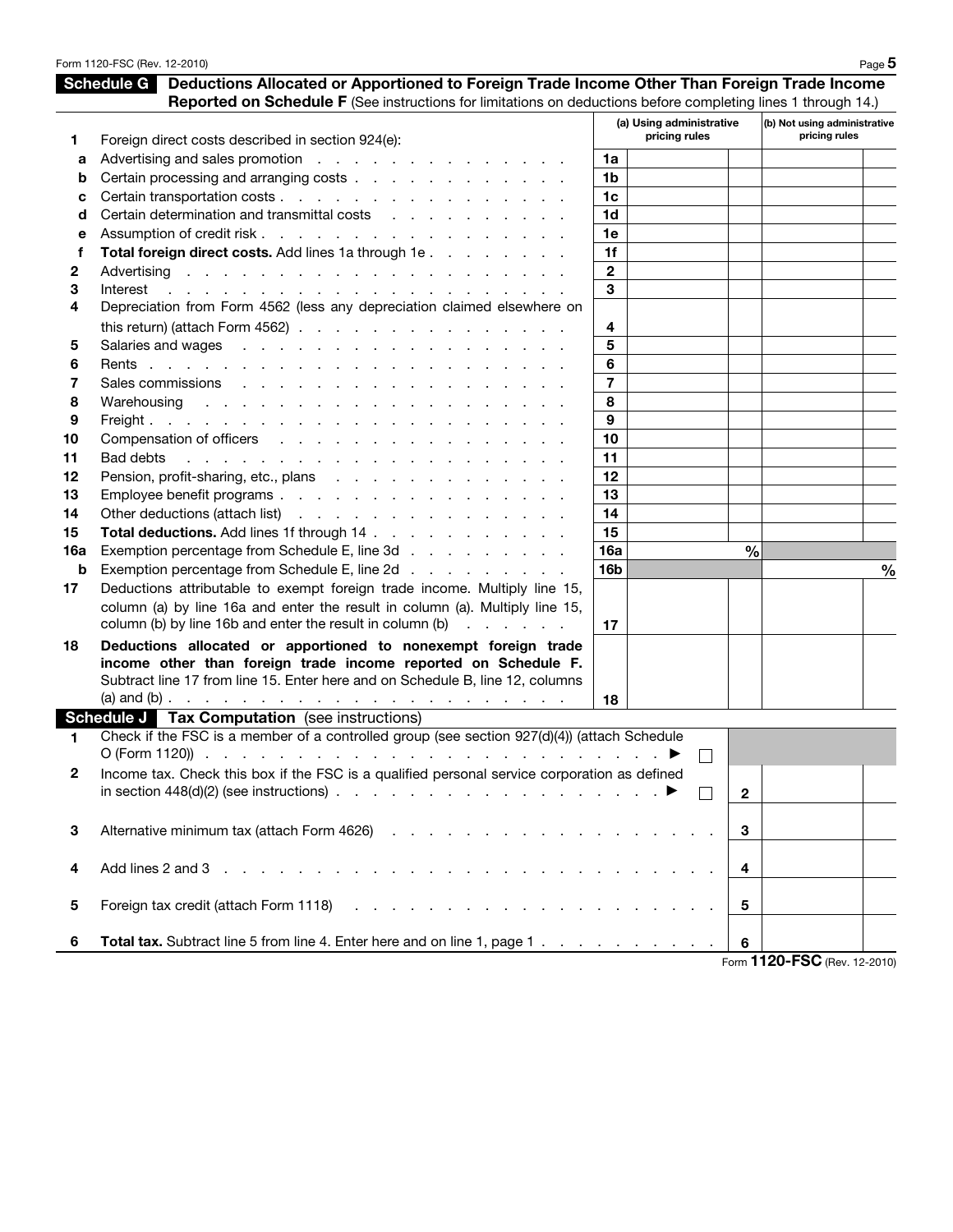## Schedule G Deductions Allocated or Apportioned to Foreign Trade Income Other Than Foreign Trade Income Reported on Schedule F (See instructions for limitations on deductions before completing lines 1 through 14.)

| | | | (a) Using administrative pricing rules | (b) Not using administrative pricing rules |
|---|---|---|---|---|
| **1** | Foreign direct costs described in section 924(e): | | | |
| a | Advertising and sales promotion | 1a | | |
| b | Certain processing and arranging costs | 1b | | |
| c | Certain transportation costs | 1c | | |
| d | Certain determination and transmittal costs | 1d | | |
| e | Assumption of credit risk | 1e | | |
| f | **Total foreign direct costs.** Add lines 1a through 1e | 1f | | |
| **2** | Advertising | 2 | | |
| **3** | Interest | 3 | | |
| **4** | Depreciation from Form 4562 (less any depreciation claimed elsewhere on this return) (attach Form 4562) | 4 | | |
| **5** | Salaries and wages | 5 | | |
| **6** | Rents | 6 | | |
| **7** | Sales commissions | 7 | | |
| **8** | Warehousing | 8 | | |
| **9** | Freight | 9 | | |
| **10** | Compensation of officers | 10 | | |
| **11** | Bad debts | 11 | | |
| **12** | Pension, profit-sharing, etc., plans | 12 | | |
| **13** | Employee benefit programs | 13 | | |
| **14** | Other deductions (attach list) | 14 | | |
| **15** | **Total deductions.** Add lines 1f through 14 | 15 | | |
| **16a** | Exemption percentage from Schedule E, line 3d | 16a | % | |
| b | Exemption percentage from Schedule E, line 2d | 16b | | % |
| **17** | Deductions attributable to exempt foreign trade income. Multiply line 15, column (a) by line 16a and enter the result in column (a). Multiply line 15, column (b) by line 16b and enter the result in column (b) | 17 | | |
| **18** | **Deductions allocated or apportioned to nonexempt foreign trade income other than foreign trade income reported on Schedule F.** Subtract line 17 from line 15. Enter here and on Schedule B, line 12, columns (a) and (b) | 18 | | |

## Schedule J Tax Computation (see instructions)

| | | | |
|---|---|---|---|
| **1** | Check if the FSC is a member of a controlled group (see section 927(d)(4)) (attach Schedule O (Form 1120)) ▶ ☐ | | |
| **2** | Income tax. Check this box if the FSC is a qualified personal service corporation as defined in section 448(d)(2) (see instructions) ▶ ☐ | 2 | |
| **3** | Alternative minimum tax (attach Form 4626) | 3 | |
| **4** | Add lines 2 and 3 | 4 | |
| **5** | Foreign tax credit (attach Form 1118) | 5 | |
| **6** | **Total tax.** Subtract line 5 from line 4. Enter here and on line 1, page 1 | 6 | |

Form **1120-FSC** (Rev. 12-2010)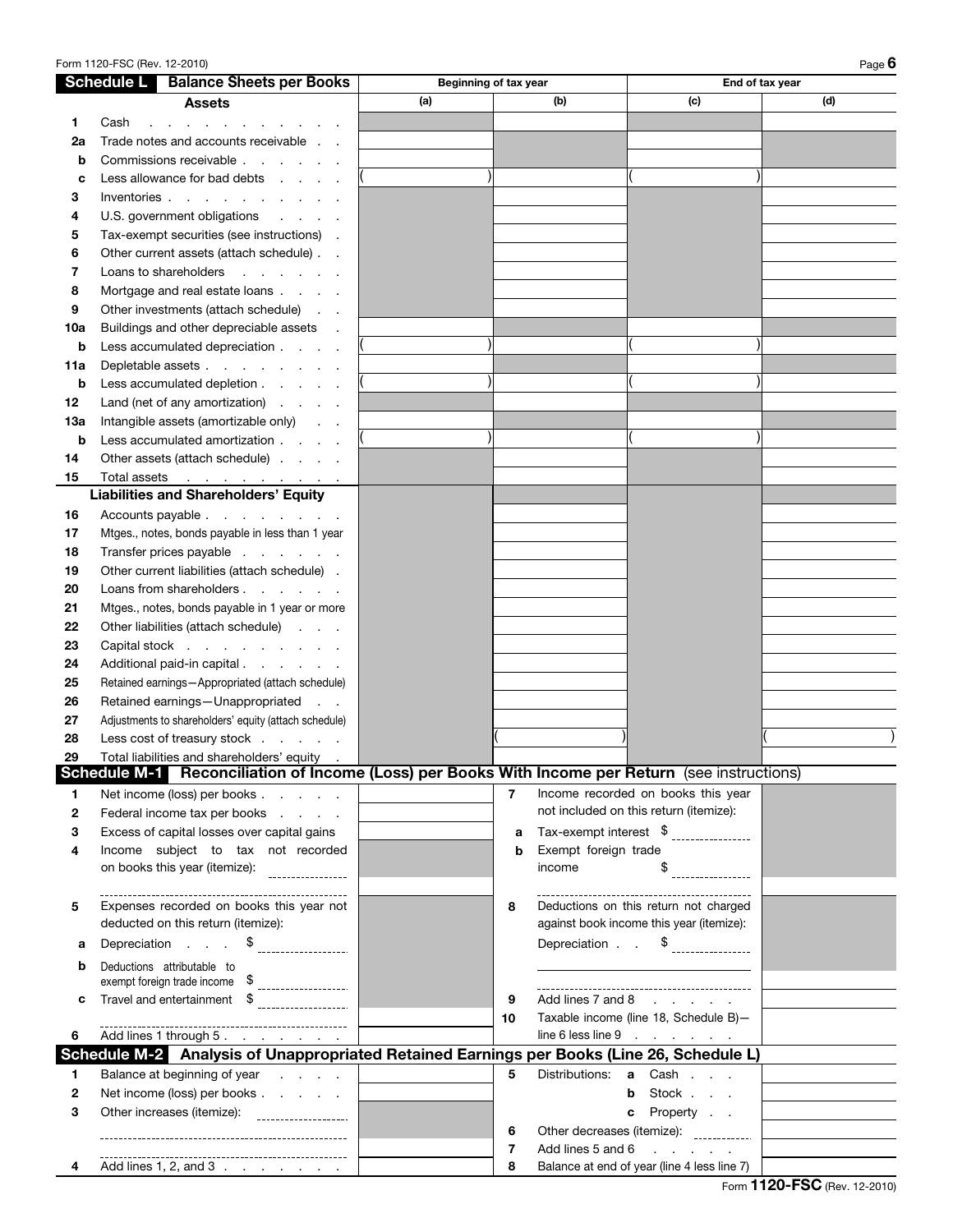## Schedule L Balance Sheets per Books

| Assets | | Beginning of tax year (a) | (b) | End of tax year (c) | (d) |
|---|---|---|---|---|---|
| 1 | Cash | | | | |
| 2a | Trade notes and accounts receivable | | | | |
| b | Commissions receivable | | | | |
| c | Less allowance for bad debts | ( ) | | ( ) | |
| 3 | Inventories | | | | |
| 4 | U.S. government obligations | | | | |
| 5 | Tax-exempt securities (see instructions) | | | | |
| 6 | Other current assets (attach schedule) | | | | |
| 7 | Loans to shareholders | | | | |
| 8 | Mortgage and real estate loans | | | | |
| 9 | Other investments (attach schedule) | | | | |
| 10a | Buildings and other depreciable assets | | | | |
| b | Less accumulated depreciation | ( ) | | ( ) | |
| 11a | Depletable assets | | | | |
| b | Less accumulated depletion | ( ) | | ( ) | |
| 12 | Land (net of any amortization) | | | | |
| 13a | Intangible assets (amortizable only) | | | | |
| b | Less accumulated amortization | ( ) | | ( ) | |
| 14 | Other assets (attach schedule) | | | | |
| 15 | Total assets | | | | |
| | **Liabilities and Shareholders' Equity** | | | | |
| 16 | Accounts payable | | | | |
| 17 | Mtges., notes, bonds payable in less than 1 year | | | | |
| 18 | Transfer prices payable | | | | |
| 19 | Other current liabilities (attach schedule) | | | | |
| 20 | Loans from shareholders | | | | |
| 21 | Mtges., notes, bonds payable in 1 year or more | | | | |
| 22 | Other liabilities (attach schedule) | | | | |
| 23 | Capital stock | | | | |
| 24 | Additional paid-in capital | | | | |
| 25 | Retained earnings—Appropriated (attach schedule) | | | | |
| 26 | Retained earnings—Unappropriated | | | | |
| 27 | Adjustments to shareholders' equity (attach schedule) | | | | |
| 28 | Less cost of treasury stock | | ( ) | | ( ) |
| 29 | Total liabilities and shareholders' equity | | | | |

## Schedule M-1 Reconciliation of Income (Loss) per Books With Income per Return (see instructions)

| | | | | | |
|---|---|---|---|---|---|
| 1 | Net income (loss) per books | | 7 | Income recorded on books this year not included on this return (itemize): | |
| 2 | Federal income tax per books | | a | Tax-exempt interest $ | |
| 3 | Excess of capital losses over capital gains | | b | Exempt foreign trade income $ | |
| 4 | Income subject to tax not recorded on books this year (itemize): | | | | |
| 5 | Expenses recorded on books this year not deducted on this return (itemize): | | 8 | Deductions on this return not charged against book income this year (itemize): | |
| a | Depreciation $ | | | Depreciation $ | |
| b | Deductions attributable to exempt foreign trade income $ | | | | |
| c | Travel and entertainment $ | | 9 | Add lines 7 and 8 | |
| | | | 10 | Taxable income (line 18, Schedule B)—line 6 less line 9 | |
| 6 | Add lines 1 through 5 | | | | |

## Schedule M-2 Analysis of Unappropriated Retained Earnings per Books (Line 26, Schedule L)

| | | | | | |
|---|---|---|---|---|---|
| 1 | Balance at beginning of year | | 5 | Distributions: a Cash | |
| 2 | Net income (loss) per books | | | b Stock | |
| 3 | Other increases (itemize): | | | c Property | |
| | | | 6 | Other decreases (itemize): | |
| | | | 7 | Add lines 5 and 6 | |
| 4 | Add lines 1, 2, and 3 | | 8 | Balance at end of year (line 4 less line 7) | |